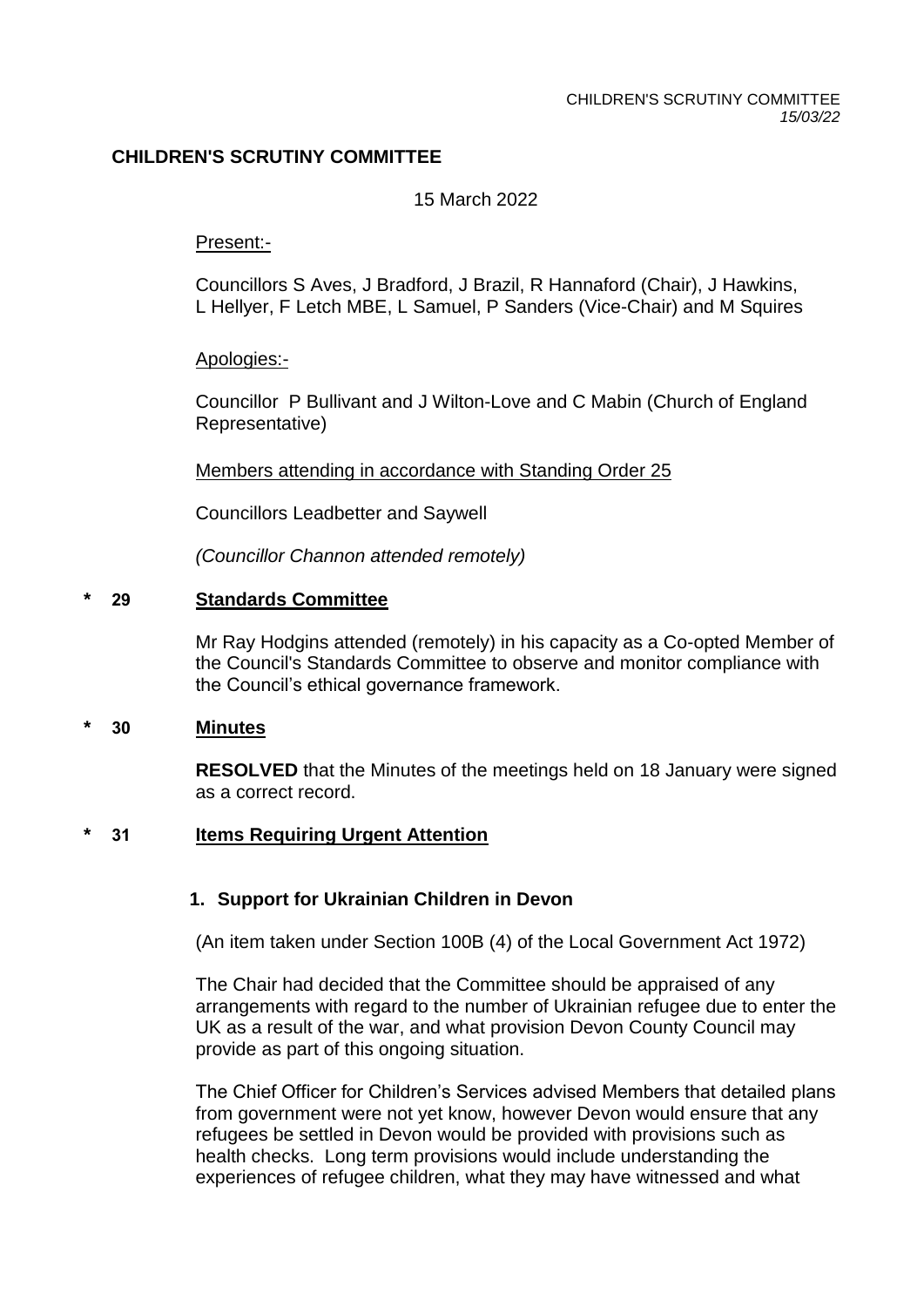# CHILDREN'S SCRUTINY COMMITTEE

15 March 2022

Present:-

Councillors S Aves, J Bradford, J Brazil, R Hannaford (Chair), J Hawkins, L Hellyer, F Letch MBE, L Samuel, P Sanders (Vice-Chair) and M Squires

Apologies:-

Councillor P Bullivant and J Wilton-Love and C Mabin (Church of England Representative)

Members attending in accordance with Standing Order 25

Councillors Leadbetter and Saywell

*(Councillor Channon attended remotely)*

## * 29 Standards Committee

Mr Ray Hodgins attended (remotely) in his capacity as a Co-opted Member of the Council's Standards Committee to observe and monitor compliance with the Council's ethical governance framework.

## * 30 Minutes

**RESOLVED** that the Minutes of the meetings held on 18 January were signed as a correct record.

## * 31 Items Requiring Urgent Attention

### 1. Support for Ukrainian Children in Devon

(An item taken under Section 100B (4) of the Local Government Act 1972)

The Chair had decided that the Committee should be appraised of any arrangements with regard to the number of Ukrainian refugee due to enter the UK as a result of the war, and what provision Devon County Council may provide as part of this ongoing situation.

The Chief Officer for Children's Services advised Members that detailed plans from government were not yet know, however Devon would ensure that any refugees be settled in Devon would be provided with provisions such as health checks. Long term provisions would include understanding the experiences of refugee children, what they may have witnessed and what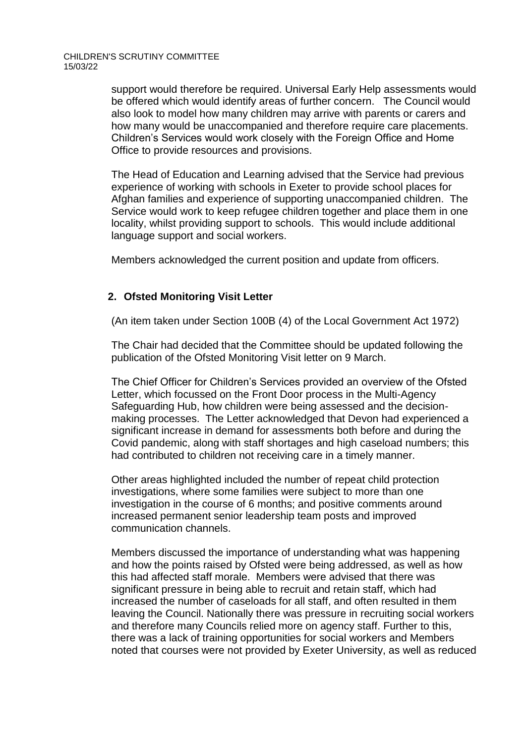support would therefore be required. Universal Early Help assessments would be offered which would identify areas of further concern. The Council would also look to model how many children may arrive with parents or carers and how many would be unaccompanied and therefore require care placements. Children's Services would work closely with the Foreign Office and Home Office to provide resources and provisions.

The Head of Education and Learning advised that the Service had previous experience of working with schools in Exeter to provide school places for Afghan families and experience of supporting unaccompanied children. The Service would work to keep refugee children together and place them in one locality, whilst providing support to schools. This would include additional language support and social workers.

Members acknowledged the current position and update from officers.

## 2. Ofsted Monitoring Visit Letter

(An item taken under Section 100B (4) of the Local Government Act 1972)

The Chair had decided that the Committee should be updated following the publication of the Ofsted Monitoring Visit letter on 9 March.

The Chief Officer for Children's Services provided an overview of the Ofsted Letter, which focussed on the Front Door process in the Multi-Agency Safeguarding Hub, how children were being assessed and the decision-making processes. The Letter acknowledged that Devon had experienced a significant increase in demand for assessments both before and during the Covid pandemic, along with staff shortages and high caseload numbers; this had contributed to children not receiving care in a timely manner.

Other areas highlighted included the number of repeat child protection investigations, where some families were subject to more than one investigation in the course of 6 months; and positive comments around increased permanent senior leadership team posts and improved communication channels.

Members discussed the importance of understanding what was happening and how the points raised by Ofsted were being addressed, as well as how this had affected staff morale. Members were advised that there was significant pressure in being able to recruit and retain staff, which had increased the number of caseloads for all staff, and often resulted in them leaving the Council. Nationally there was pressure in recruiting social workers and therefore many Councils relied more on agency staff. Further to this, there was a lack of training opportunities for social workers and Members noted that courses were not provided by Exeter University, as well as reduced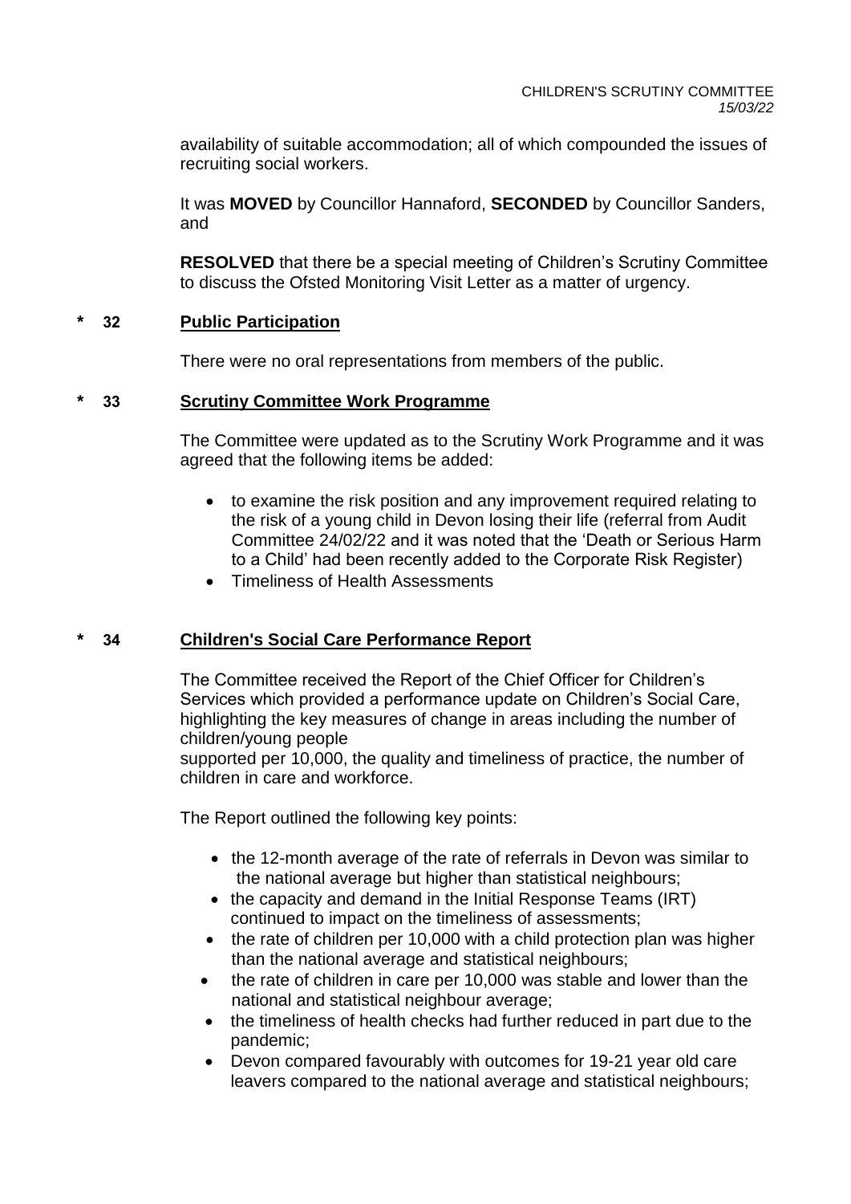availability of suitable accommodation; all of which compounded the issues of recruiting social workers.

It was **MOVED** by Councillor Hannaford, **SECONDED** by Councillor Sanders, and

**RESOLVED** that there be a special meeting of Children's Scrutiny Committee to discuss the Ofsted Monitoring Visit Letter as a matter of urgency.

## * 32 Public Participation

There were no oral representations from members of the public.

## * 33 Scrutiny Committee Work Programme

The Committee were updated as to the Scrutiny Work Programme and it was agreed that the following items be added:

- to examine the risk position and any improvement required relating to the risk of a young child in Devon losing their life (referral from Audit Committee 24/02/22 and it was noted that the 'Death or Serious Harm to a Child' had been recently added to the Corporate Risk Register)
- Timeliness of Health Assessments

## * 34 Children's Social Care Performance Report

The Committee received the Report of the Chief Officer for Children's Services which provided a performance update on Children's Social Care, highlighting the key measures of change in areas including the number of children/young people
supported per 10,000, the quality and timeliness of practice, the number of children in care and workforce.

The Report outlined the following key points:

- the 12-month average of the rate of referrals in Devon was similar to the national average but higher than statistical neighbours;
- the capacity and demand in the Initial Response Teams (IRT) continued to impact on the timeliness of assessments;
- the rate of children per 10,000 with a child protection plan was higher than the national average and statistical neighbours;
- the rate of children in care per 10,000 was stable and lower than the national and statistical neighbour average;
- the timeliness of health checks had further reduced in part due to the pandemic;
- Devon compared favourably with outcomes for 19-21 year old care leavers compared to the national average and statistical neighbours;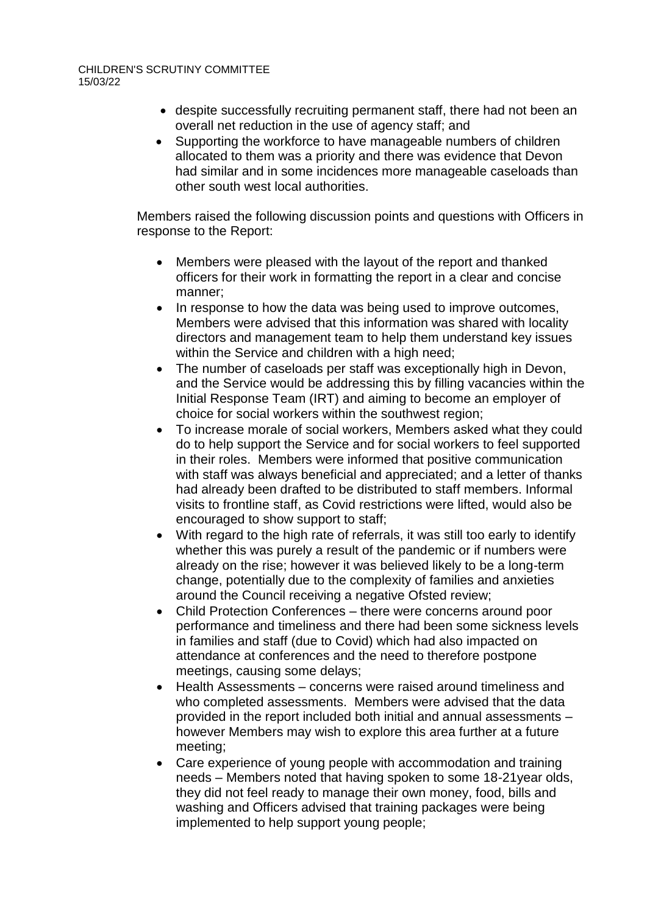- despite successfully recruiting permanent staff, there had not been an overall net reduction in the use of agency staff; and
- Supporting the workforce to have manageable numbers of children allocated to them was a priority and there was evidence that Devon had similar and in some incidences more manageable caseloads than other south west local authorities.

Members raised the following discussion points and questions with Officers in response to the Report:

- Members were pleased with the layout of the report and thanked officers for their work in formatting the report in a clear and concise manner;
- In response to how the data was being used to improve outcomes, Members were advised that this information was shared with locality directors and management team to help them understand key issues within the Service and children with a high need;
- The number of caseloads per staff was exceptionally high in Devon, and the Service would be addressing this by filling vacancies within the Initial Response Team (IRT) and aiming to become an employer of choice for social workers within the southwest region;
- To increase morale of social workers, Members asked what they could do to help support the Service and for social workers to feel supported in their roles. Members were informed that positive communication with staff was always beneficial and appreciated; and a letter of thanks had already been drafted to be distributed to staff members. Informal visits to frontline staff, as Covid restrictions were lifted, would also be encouraged to show support to staff;
- With regard to the high rate of referrals, it was still too early to identify whether this was purely a result of the pandemic or if numbers were already on the rise; however it was believed likely to be a long-term change, potentially due to the complexity of families and anxieties around the Council receiving a negative Ofsted review;
- Child Protection Conferences – there were concerns around poor performance and timeliness and there had been some sickness levels in families and staff (due to Covid) which had also impacted on attendance at conferences and the need to therefore postpone meetings, causing some delays;
- Health Assessments – concerns were raised around timeliness and who completed assessments. Members were advised that the data provided in the report included both initial and annual assessments – however Members may wish to explore this area further at a future meeting;
- Care experience of young people with accommodation and training needs – Members noted that having spoken to some 18-21year olds, they did not feel ready to manage their own money, food, bills and washing and Officers advised that training packages were being implemented to help support young people;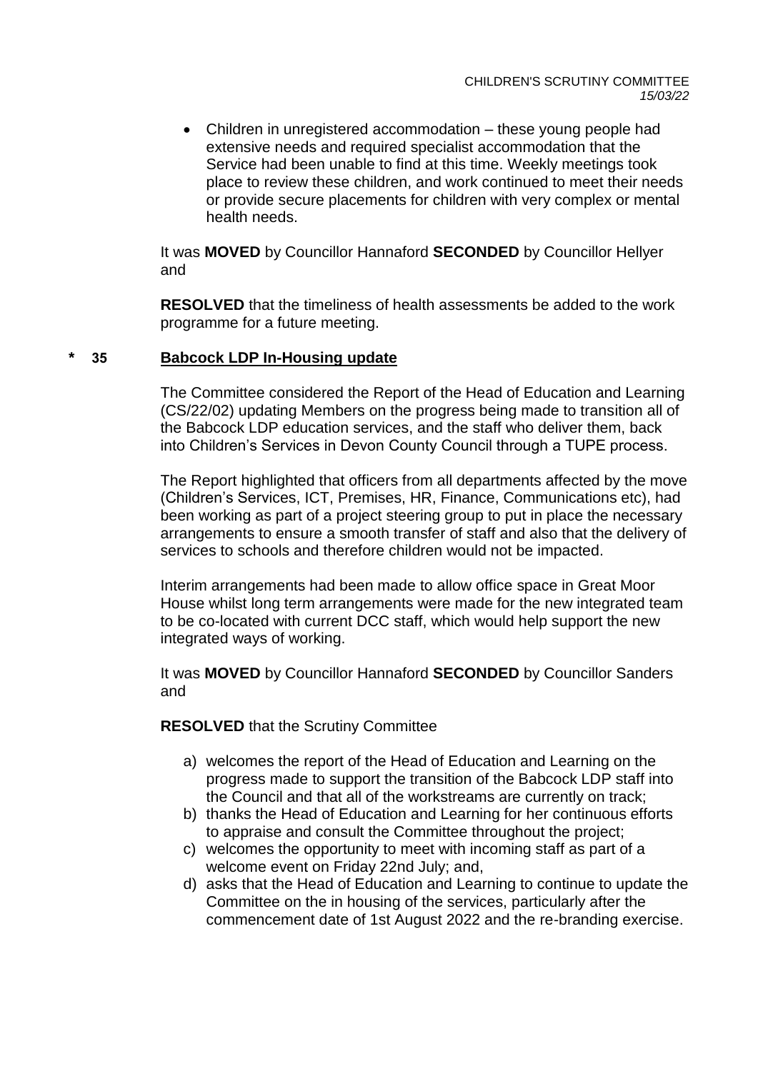- Children in unregistered accommodation – these young people had extensive needs and required specialist accommodation that the Service had been unable to find at this time. Weekly meetings took place to review these children, and work continued to meet their needs or provide secure placements for children with very complex or mental health needs.

It was **MOVED** by Councillor Hannaford **SECONDED** by Councillor Hellyer and

**RESOLVED** that the timeliness of health assessments be added to the work programme for a future meeting.

## * 35 Babcock LDP In-Housing update

The Committee considered the Report of the Head of Education and Learning (CS/22/02) updating Members on the progress being made to transition all of the Babcock LDP education services, and the staff who deliver them, back into Children's Services in Devon County Council through a TUPE process.

The Report highlighted that officers from all departments affected by the move (Children's Services, ICT, Premises, HR, Finance, Communications etc), had been working as part of a project steering group to put in place the necessary arrangements to ensure a smooth transfer of staff and also that the delivery of services to schools and therefore children would not be impacted.

Interim arrangements had been made to allow office space in Great Moor House whilst long term arrangements were made for the new integrated team to be co-located with current DCC staff, which would help support the new integrated ways of working.

It was **MOVED** by Councillor Hannaford **SECONDED** by Councillor Sanders and

**RESOLVED** that the Scrutiny Committee

a) welcomes the report of the Head of Education and Learning on the progress made to support the transition of the Babcock LDP staff into the Council and that all of the workstreams are currently on track;
b) thanks the Head of Education and Learning for her continuous efforts to appraise and consult the Committee throughout the project;
c) welcomes the opportunity to meet with incoming staff as part of a welcome event on Friday 22nd July; and,
d) asks that the Head of Education and Learning to continue to update the Committee on the in housing of the services, particularly after the commencement date of 1st August 2022 and the re-branding exercise.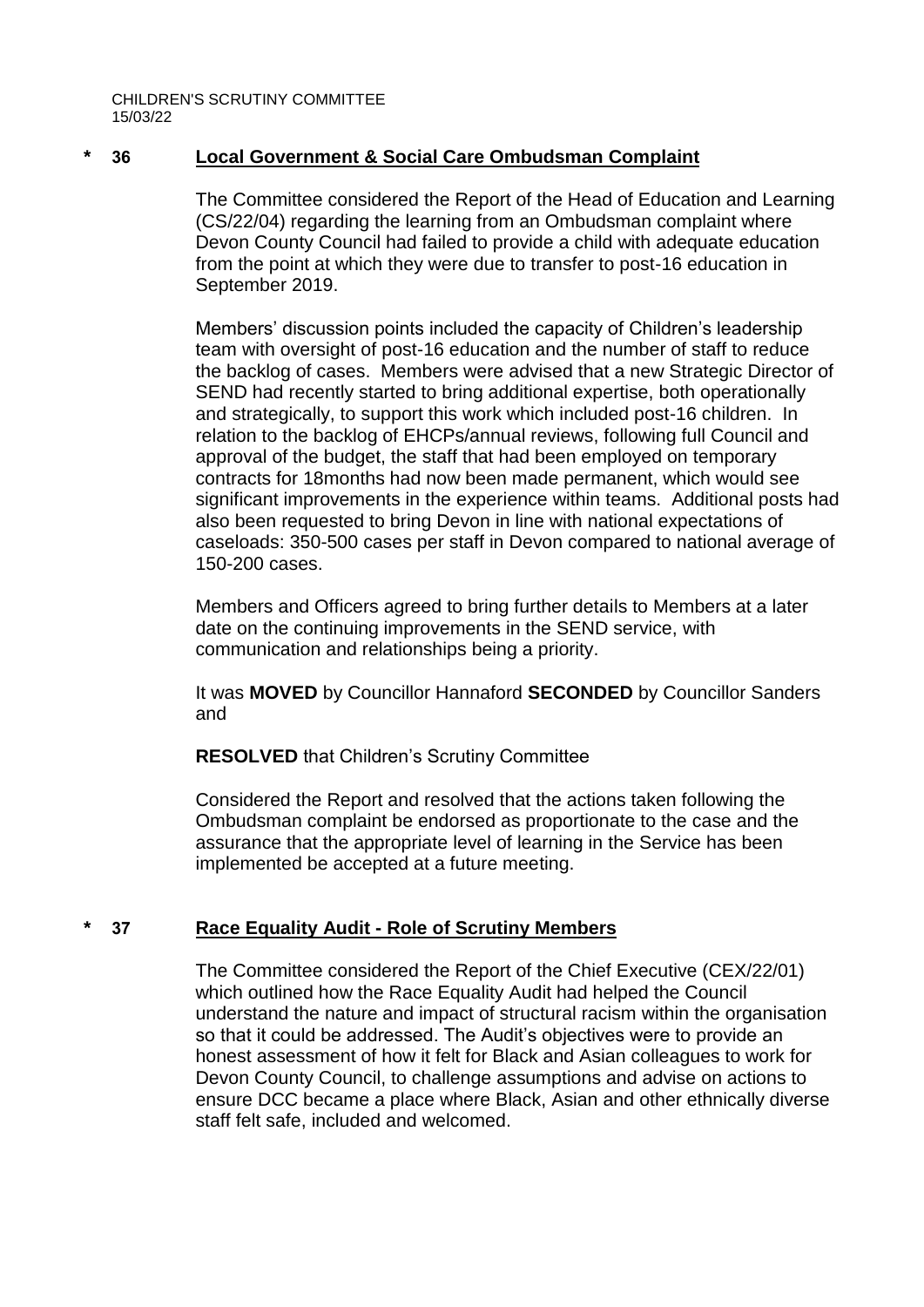## * 36 Local Government & Social Care Ombudsman Complaint

The Committee considered the Report of the Head of Education and Learning (CS/22/04) regarding the learning from an Ombudsman complaint where Devon County Council had failed to provide a child with adequate education from the point at which they were due to transfer to post-16 education in September 2019.

Members' discussion points included the capacity of Children's leadership team with oversight of post-16 education and the number of staff to reduce the backlog of cases. Members were advised that a new Strategic Director of SEND had recently started to bring additional expertise, both operationally and strategically, to support this work which included post-16 children. In relation to the backlog of EHCPs/annual reviews, following full Council and approval of the budget, the staff that had been employed on temporary contracts for 18months had now been made permanent, which would see significant improvements in the experience within teams. Additional posts had also been requested to bring Devon in line with national expectations of caseloads: 350-500 cases per staff in Devon compared to national average of 150-200 cases.

Members and Officers agreed to bring further details to Members at a later date on the continuing improvements in the SEND service, with communication and relationships being a priority.

It was **MOVED** by Councillor Hannaford **SECONDED** by Councillor Sanders and

**RESOLVED** that Children's Scrutiny Committee

Considered the Report and resolved that the actions taken following the Ombudsman complaint be endorsed as proportionate to the case and the assurance that the appropriate level of learning in the Service has been implemented be accepted at a future meeting.

## * 37 Race Equality Audit - Role of Scrutiny Members

The Committee considered the Report of the Chief Executive (CEX/22/01) which outlined how the Race Equality Audit had helped the Council understand the nature and impact of structural racism within the organisation so that it could be addressed. The Audit's objectives were to provide an honest assessment of how it felt for Black and Asian colleagues to work for Devon County Council, to challenge assumptions and advise on actions to ensure DCC became a place where Black, Asian and other ethnically diverse staff felt safe, included and welcomed.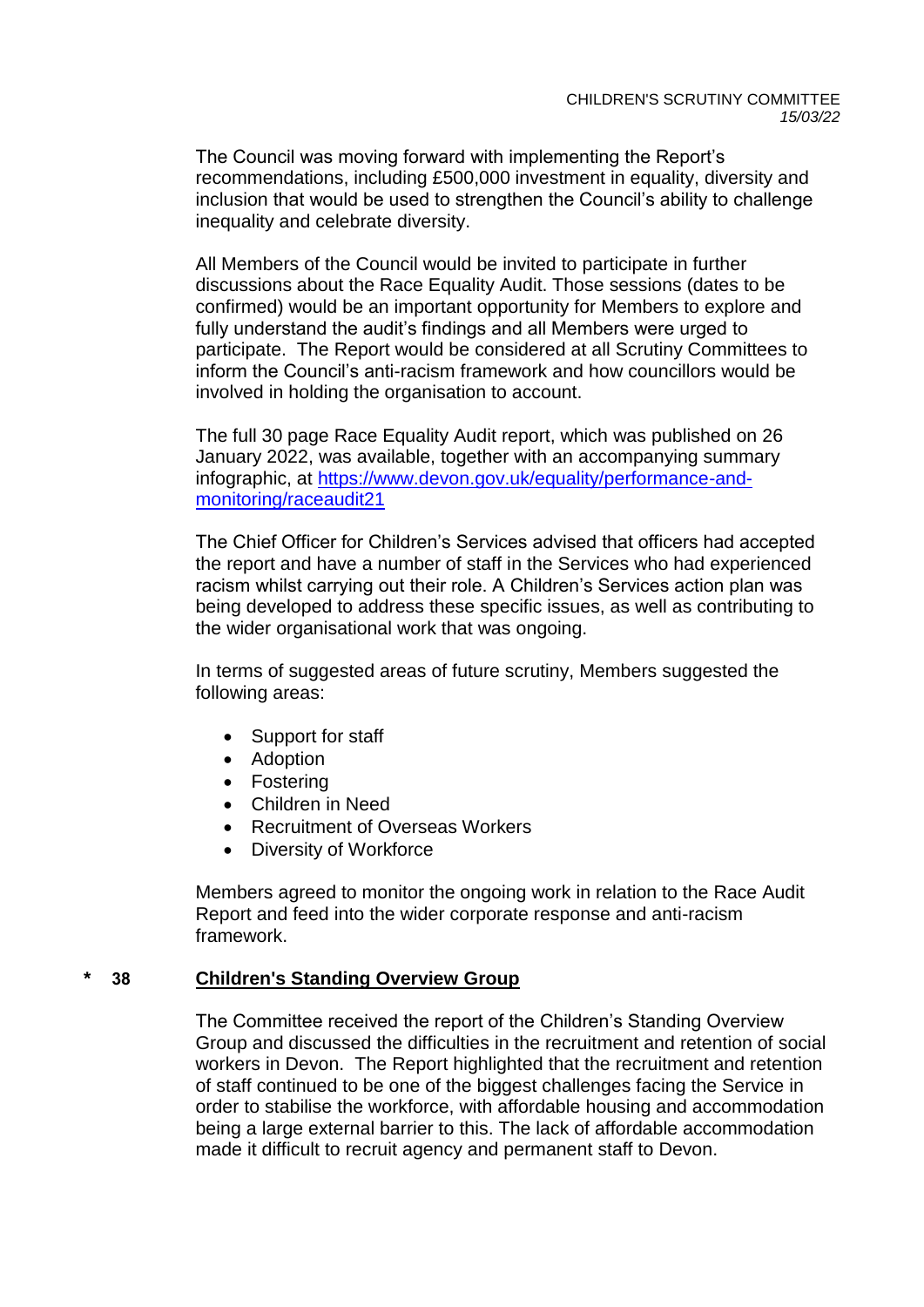The Council was moving forward with implementing the Report's recommendations, including £500,000 investment in equality, diversity and inclusion that would be used to strengthen the Council's ability to challenge inequality and celebrate diversity.

All Members of the Council would be invited to participate in further discussions about the Race Equality Audit. Those sessions (dates to be confirmed) would be an important opportunity for Members to explore and fully understand the audit's findings and all Members were urged to participate. The Report would be considered at all Scrutiny Committees to inform the Council's anti-racism framework and how councillors would be involved in holding the organisation to account.

The full 30 page Race Equality Audit report, which was published on 26 January 2022, was available, together with an accompanying summary infographic, at [https://www.devon.gov.uk/equality/performance-and-monitoring/raceaudit21](https://www.devon.gov.uk/equality/performance-and-monitoring/raceaudit21)

The Chief Officer for Children's Services advised that officers had accepted the report and have a number of staff in the Services who had experienced racism whilst carrying out their role. A Children's Services action plan was being developed to address these specific issues, as well as contributing to the wider organisational work that was ongoing.

In terms of suggested areas of future scrutiny, Members suggested the following areas:

- Support for staff
- Adoption
- Fostering
- Children in Need
- Recruitment of Overseas Workers
- Diversity of Workforce

Members agreed to monitor the ongoing work in relation to the Race Audit Report and feed into the wider corporate response and anti-racism framework.

## * 38 Children's Standing Overview Group

The Committee received the report of the Children's Standing Overview Group and discussed the difficulties in the recruitment and retention of social workers in Devon. The Report highlighted that the recruitment and retention of staff continued to be one of the biggest challenges facing the Service in order to stabilise the workforce, with affordable housing and accommodation being a large external barrier to this. The lack of affordable accommodation made it difficult to recruit agency and permanent staff to Devon.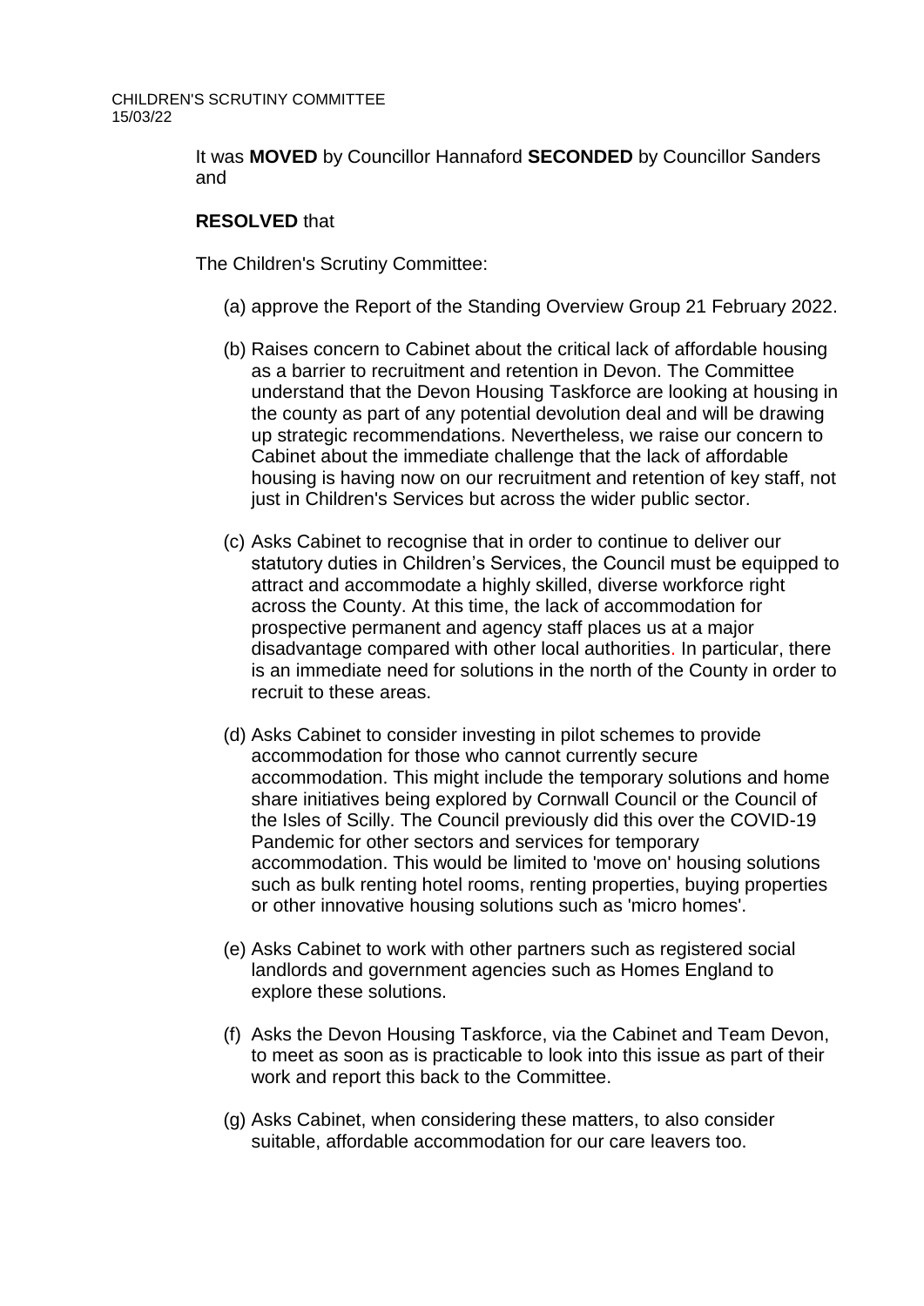It was **MOVED** by Councillor Hannaford **SECONDED** by Councillor Sanders and

**RESOLVED** that

The Children's Scrutiny Committee:

(a) approve the Report of the Standing Overview Group 21 February 2022.

(b) Raises concern to Cabinet about the critical lack of affordable housing as a barrier to recruitment and retention in Devon. The Committee understand that the Devon Housing Taskforce are looking at housing in the county as part of any potential devolution deal and will be drawing up strategic recommendations. Nevertheless, we raise our concern to Cabinet about the immediate challenge that the lack of affordable housing is having now on our recruitment and retention of key staff, not just in Children's Services but across the wider public sector.

(c) Asks Cabinet to recognise that in order to continue to deliver our statutory duties in Children's Services, the Council must be equipped to attract and accommodate a highly skilled, diverse workforce right across the County. At this time, the lack of accommodation for prospective permanent and agency staff places us at a major disadvantage compared with other local authorities. In particular, there is an immediate need for solutions in the north of the County in order to recruit to these areas.

(d) Asks Cabinet to consider investing in pilot schemes to provide accommodation for those who cannot currently secure accommodation. This might include the temporary solutions and home share initiatives being explored by Cornwall Council or the Council of the Isles of Scilly. The Council previously did this over the COVID-19 Pandemic for other sectors and services for temporary accommodation. This would be limited to 'move on' housing solutions such as bulk renting hotel rooms, renting properties, buying properties or other innovative housing solutions such as 'micro homes'.

(e) Asks Cabinet to work with other partners such as registered social landlords and government agencies such as Homes England to explore these solutions.

(f) Asks the Devon Housing Taskforce, via the Cabinet and Team Devon, to meet as soon as is practicable to look into this issue as part of their work and report this back to the Committee.

(g) Asks Cabinet, when considering these matters, to also consider suitable, affordable accommodation for our care leavers too.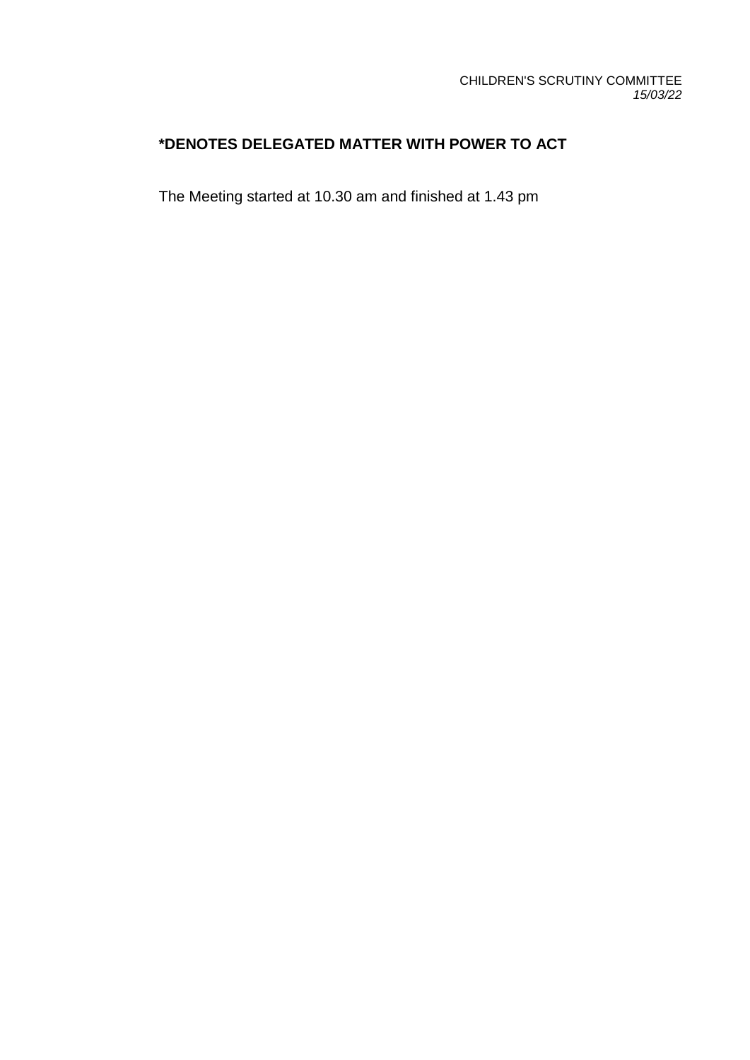**\*DENOTES DELEGATED MATTER WITH POWER TO ACT**

The Meeting started at 10.30 am and finished at 1.43 pm